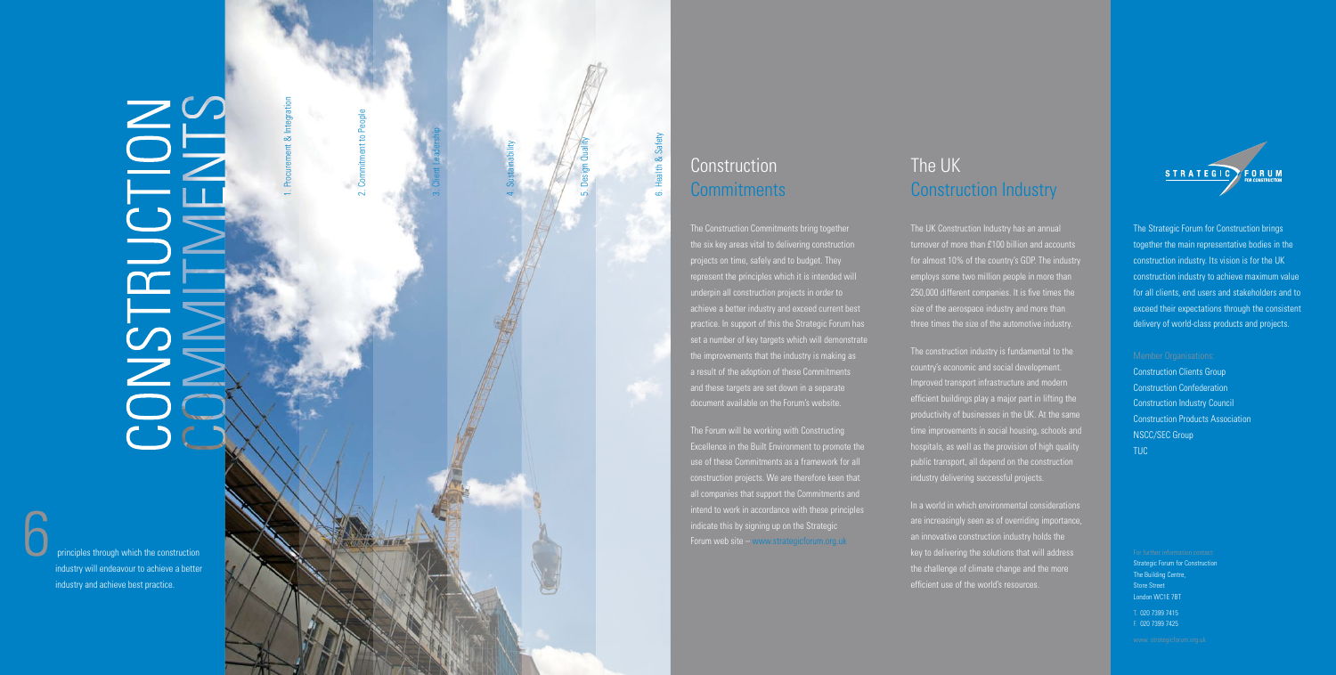# CONSTRUCTION COMMITMENTS

6 principles through which the construction industry will endeavour to achieve a better industry and achieve best practice.

1. Procurement & Integration
2. Commitment to People
3. Client Leadership
4. Sustainability
5. Design Quality
6. Health & Safety

## Construction Commitments

The Construction Commitments bring together the six key areas vital to delivering construction projects on time, safely and to budget. They represent the principles which it is intended will underpin all construction projects in order to achieve a better industry and exceed current best practice. In support of this the Strategic Forum has set a number of key targets which will demonstrate the improvements that the industry is making as a result of the adoption of these Commitments and these targets are set down in a separate document available on the Forum's website.

The Forum will be working with Constructing Excellence in the Built Environment to promote the use of these Commitments as a framework for all construction projects. We are therefore keen that all companies that support the Commitments and intend to work in accordance with these principles indicate this by signing up on the Strategic Forum web site – www.strategicforum.org.uk

## The UK Construction Industry

The UK Construction Industry has an annual turnover of more than £100 billion and accounts for almost 10% of the country's GDP. The industry employs some two million people in more than 250,000 different companies. It is five times the size of the aerospace industry and more than three times the size of the automotive industry.

The construction industry is fundamental to the country's economic and social development. Improved transport infrastructure and modern efficient buildings play a major part in lifting the productivity of businesses in the UK. At the same time improvements in social housing, schools and hospitals, as well as the provision of high quality public transport, all depend on the construction industry delivering successful projects.

In a world in which environmental considerations are increasingly seen as of overriding importance, an innovative construction industry holds the key to delivering the solutions that will address the challenge of climate change and the more efficient use of the world's resources.

STRATEGIC FORUM FOR CONSTRUCTION

The Strategic Forum for Construction brings together the main representative bodies in the construction industry. Its vision is for the UK construction industry to achieve maximum value for all clients, end users and stakeholders and to exceed their expectations through the consistent delivery of world-class products and projects.

Member Organisations:

Construction Clients Group
Construction Confederation
Construction Industry Council
Construction Products Association
NSCC/SEC Group
TUC

For further information contact:
Strategic Forum for Construction
The Building Centre,
Store Street
London WC1E 7BT

T: 020 7399 7415
F: 020 7399 7425

www.strategicforum.org.uk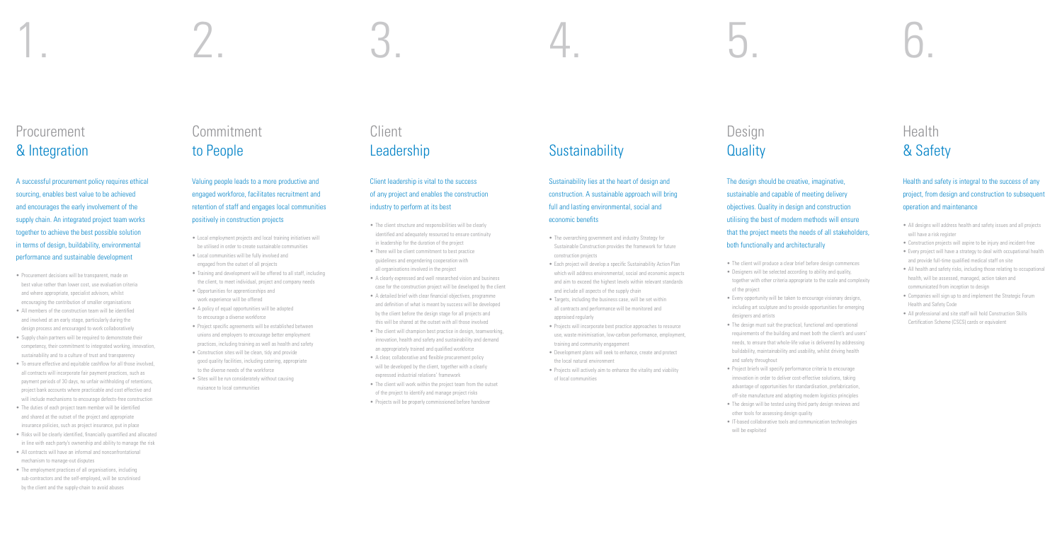## 1. Procurement & Integration

A successful procurement policy requires ethical sourcing, enables best value to be achieved and encourages the early involvement of the supply chain. An integrated project team works together to achieve the best possible solution in terms of design, buildability, environmental performance and sustainable development

- Procurement decisions will be transparent, made on best value rather than lower cost, use evaluation criteria and where appropriate, specialist advisors, whilst encouraging the contribution of smaller organisations
- All members of the construction team will be identified and involved at an early stage, particularly during the design process and encouraged to work collaboratively
- Supply chain partners will be required to demonstrate their competency, their commitment to integrated working, innovation, sustainability and to a culture of trust and transparency
- To ensure effective and equitable cashflow for all those involved, all contracts will incorporate fair payment practices, such as payment periods of 30 days, no unfair withholding of retentions, project bank accounts where practicable and cost effective and will include mechanisms to encourage defects-free construction
- The duties of each project team member will be identified and shared at the outset of the project and appropriate insurance policies, such as project insurance, put in place
- Risks will be clearly identified, financially quantified and allocated in line with each party's ownership and ability to manage the risk
- All contracts will have an informal and nonconfrontational mechanism to manage-out disputes
- The employment practices of all organisations, including sub-contractors and the self-employed, will be scrutinised by the client and the supply chain to avoid abuses

## 2. Commitment to People

Valuing people leads to a more productive and engaged workforce, facilitates recruitment and retention of staff and engages local communities positively in construction projects

- Local employment projects and local training initiatives will be utilised in order to create sustainable communities
- Local communities will be fully involved and engaged from the outset of all projects
- Training and development will be offered to all staff, including the client, to meet individual, project and company needs
- Opportunities for apprenticeships and work experience will be offered
- A policy of equal opportunities will be adopted to encourage a diverse workforce
- Project specific agreements will be established between unions and employers to encourage better employment practices, including training as well as health and safety
- Construction sites will be clean, tidy and provide good quality facilities, including catering, appropriate to the diverse needs of the workforce
- Sites will be run considerately without causing nuisance to local communities

## 3. Client Leadership

Client leadership is vital to the success of any project and enables the construction industry to perform at its best

- The client structure and responsibilities will be clearly identified and adequately resourced to ensure continuity in leadership for the duration of the project
- There will be client commitment to best practice guidelines and engendering cooperation with all organisations involved in the project
- A clearly expressed and well researched vision and business case for the construction project will be developed by the client
- A detailed brief with clear financial objectives, programme and definition of what is meant by success will be developed by the client before the design stage for all projects and this will be shared at the outset with all those involved
- The client will champion best practice in design, teamworking, innovation, health and safety and sustainability and demand an appropriately trained and qualified workforce
- A clear, collaborative and flexible procurement policy will be developed by the client, together with a clearly expressed industrial relations' framework
- The client will work within the project team from the outset of the project to identify and manage project risks
- Projects will be properly commissioned before handover

## 4. Sustainability

Sustainability lies at the heart of design and construction. A sustainable approach will bring full and lasting environmental, social and economic benefits

- The overarching government and industry Strategy for Sustainable Construction provides the framework for future construction projects
- Each project will develop a specific Sustainability Action Plan which will address environmental, social and economic aspects and aim to exceed the highest levels within relevant standards and include all aspects of the supply chain
- Targets, including the business case, will be set within all contracts and performance will be monitored and appraised regularly
- Projects will incorporate best practice approaches to resource use, waste minimisation, low-carbon performance, employment, training and community engagement
- Development plans will seek to enhance, create and protect the local natural environment
- Projects will actively aim to enhance the vitality and viability of local communities

## 5. Design Quality

The design should be creative, imaginative, sustainable and capable of meeting delivery objectives. Quality in design and construction utilising the best of modern methods will ensure that the project meets the needs of all stakeholders, both functionally and architecturally

- The client will produce a clear brief before design commences
- Designers will be selected according to ability and quality, together with other criteria appropriate to the scale and complexity of the project
- Every opportunity will be taken to encourage visionary designs, including art sculpture and to provide opportunities for emerging designers and artists
- The design must suit the practical, functional and operational requirements of the building and meet both the client's and users' needs, to ensure that whole-life value is delivered by addressing buildability, maintainability and usability, whilst driving health and safety throughout
- Project briefs will specify performance criteria to encourage innovation in order to deliver cost-effective solutions, taking advantage of opportunities for standardisation, prefabrication, off-site manufacture and adopting modern logistics principles
- The design will be tested using third party design reviews and other tools for assessing design quality
- IT-based collaborative tools and communication technologies will be exploited

## 6. Health & Safety

Health and safety is integral to the success of any project, from design and construction to subsequent operation and maintenance

- All designs will address health and safety issues and all projects will have a risk register
- Construction projects will aspire to be injury and incident-free
- Every project will have a strategy to deal with occupational health and provide full-time qualified medical staff on site
- All health and safety risks, including those relating to occupational health, will be assessed, managed, action taken and communicated from inception to design
- Companies will sign up to and implement the Strategic Forum Health and Safety Code
- All professional and site staff will hold Construction Skills Certification Scheme (CSCS) cards or equivalent